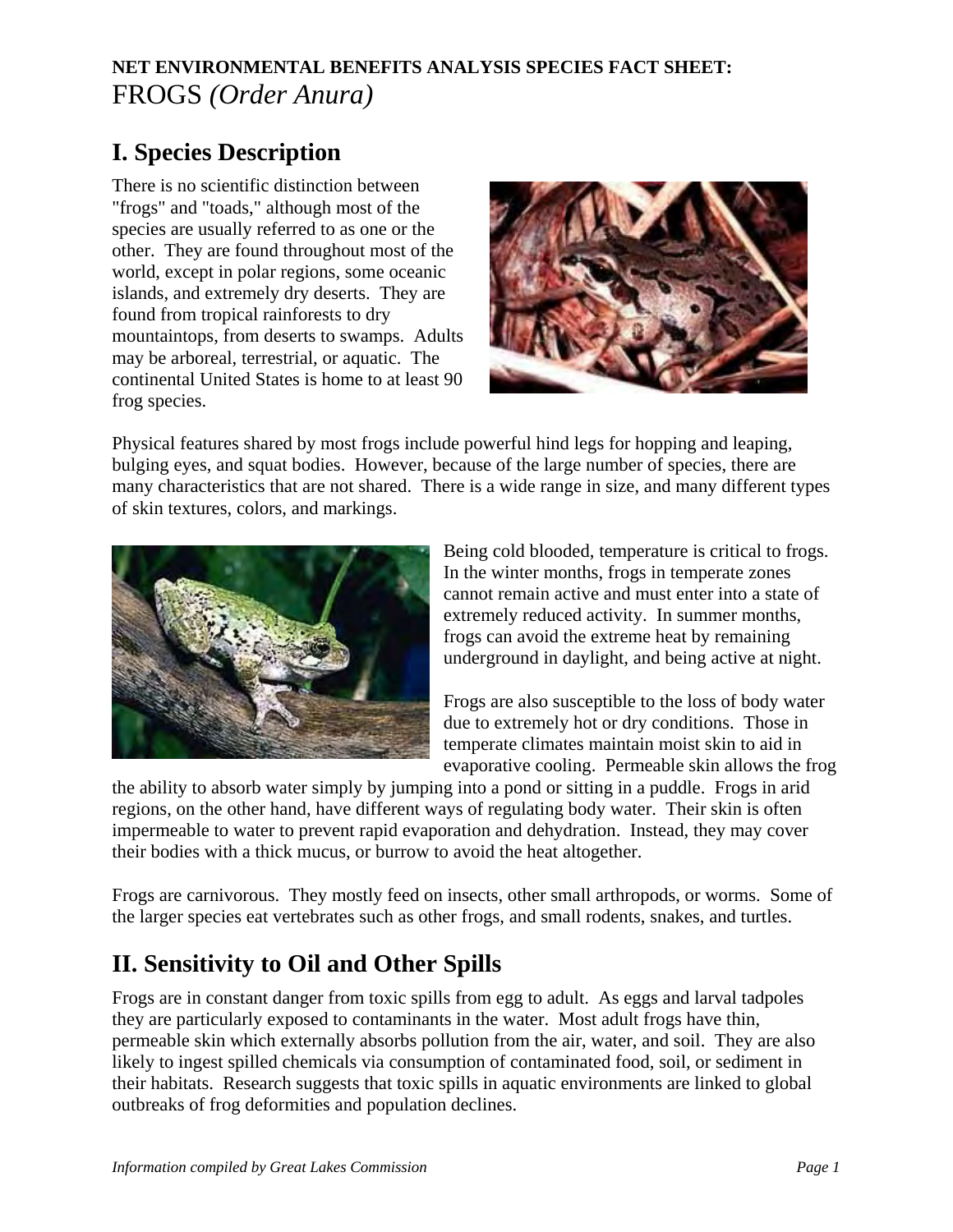**NET ENVIRONMENTAL BENEFITS ANALYSIS SPECIES FACT SHEET:**

# FROGS *(Order Anura)*

## I. Species Description

There is no scientific distinction between "frogs" and "toads," although most of the species are usually referred to as one or the other. They are found throughout most of the world, except in polar regions, some oceanic islands, and extremely dry deserts. They are found from tropical rainforests to dry mountaintops, from deserts to swamps. Adults may be arboreal, terrestrial, or aquatic. The continental United States is home to at least 90 frog species.

Physical features shared by most frogs include powerful hind legs for hopping and leaping, bulging eyes, and squat bodies. However, because of the large number of species, there are many characteristics that are not shared. There is a wide range in size, and many different types of skin textures, colors, and markings.

Being cold blooded, temperature is critical to frogs. In the winter months, frogs in temperate zones cannot remain active and must enter into a state of extremely reduced activity. In summer months, frogs can avoid the extreme heat by remaining underground in daylight, and being active at night.

Frogs are also susceptible to the loss of body water due to extremely hot or dry conditions. Those in temperate climates maintain moist skin to aid in evaporative cooling. Permeable skin allows the frog the ability to absorb water simply by jumping into a pond or sitting in a puddle. Frogs in arid regions, on the other hand, have different ways of regulating body water. Their skin is often impermeable to water to prevent rapid evaporation and dehydration. Instead, they may cover their bodies with a thick mucus, or burrow to avoid the heat altogether.

Frogs are carnivorous. They mostly feed on insects, other small arthropods, or worms. Some of the larger species eat vertebrates such as other frogs, and small rodents, snakes, and turtles.

## II. Sensitivity to Oil and Other Spills

Frogs are in constant danger from toxic spills from egg to adult. As eggs and larval tadpoles they are particularly exposed to contaminants in the water. Most adult frogs have thin, permeable skin which externally absorbs pollution from the air, water, and soil. They are also likely to ingest spilled chemicals via consumption of contaminated food, soil, or sediment in their habitats. Research suggests that toxic spills in aquatic environments are linked to global outbreaks of frog deformities and population declines.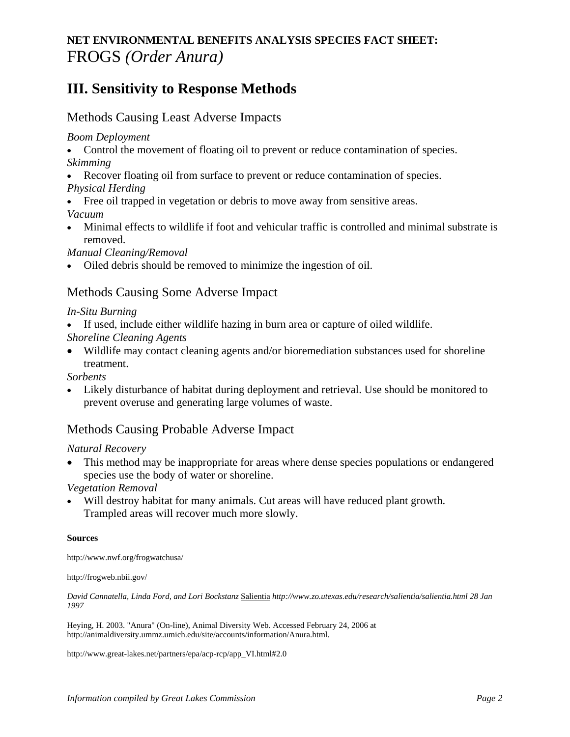**NET ENVIRONMENTAL BENEFITS ANALYSIS SPECIES FACT SHEET:**
FROGS *(Order Anura)*

# III. Sensitivity to Response Methods

## Methods Causing Least Adverse Impacts

*Boom Deployment*

- Control the movement of floating oil to prevent or reduce contamination of species.

*Skimming*

- Recover floating oil from surface to prevent or reduce contamination of species.

*Physical Herding*

- Free oil trapped in vegetation or debris to move away from sensitive areas.

*Vacuum*

- Minimal effects to wildlife if foot and vehicular traffic is controlled and minimal substrate is removed.

*Manual Cleaning/Removal*

- Oiled debris should be removed to minimize the ingestion of oil.

## Methods Causing Some Adverse Impact

*In-Situ Burning*

- If used, include either wildlife hazing in burn area or capture of oiled wildlife.

*Shoreline Cleaning Agents*

- Wildlife may contact cleaning agents and/or bioremediation substances used for shoreline treatment.

*Sorbents*

- Likely disturbance of habitat during deployment and retrieval. Use should be monitored to prevent overuse and generating large volumes of waste.

## Methods Causing Probable Adverse Impact

*Natural Recovery*

- This method may be inappropriate for areas where dense species populations or endangered species use the body of water or shoreline.

*Vegetation Removal*

- Will destroy habitat for many animals. Cut areas will have reduced plant growth. Trampled areas will recover much more slowly.

**Sources**

http://www.nwf.org/frogwatchusa/

http://frogweb.nbii.gov/

*David Cannatella, Linda Ford, and Lori Bockstanz* Salientia *http://www.zo.utexas.edu/research/salientia/salientia.html 28 Jan 1997*

Heying, H. 2003. "Anura" (On-line), Animal Diversity Web. Accessed February 24, 2006 at http://animaldiversity.ummz.umich.edu/site/accounts/information/Anura.html.

http://www.great-lakes.net/partners/epa/acp-rcp/app_VI.html#2.0

*Information compiled by Great Lakes Commission*